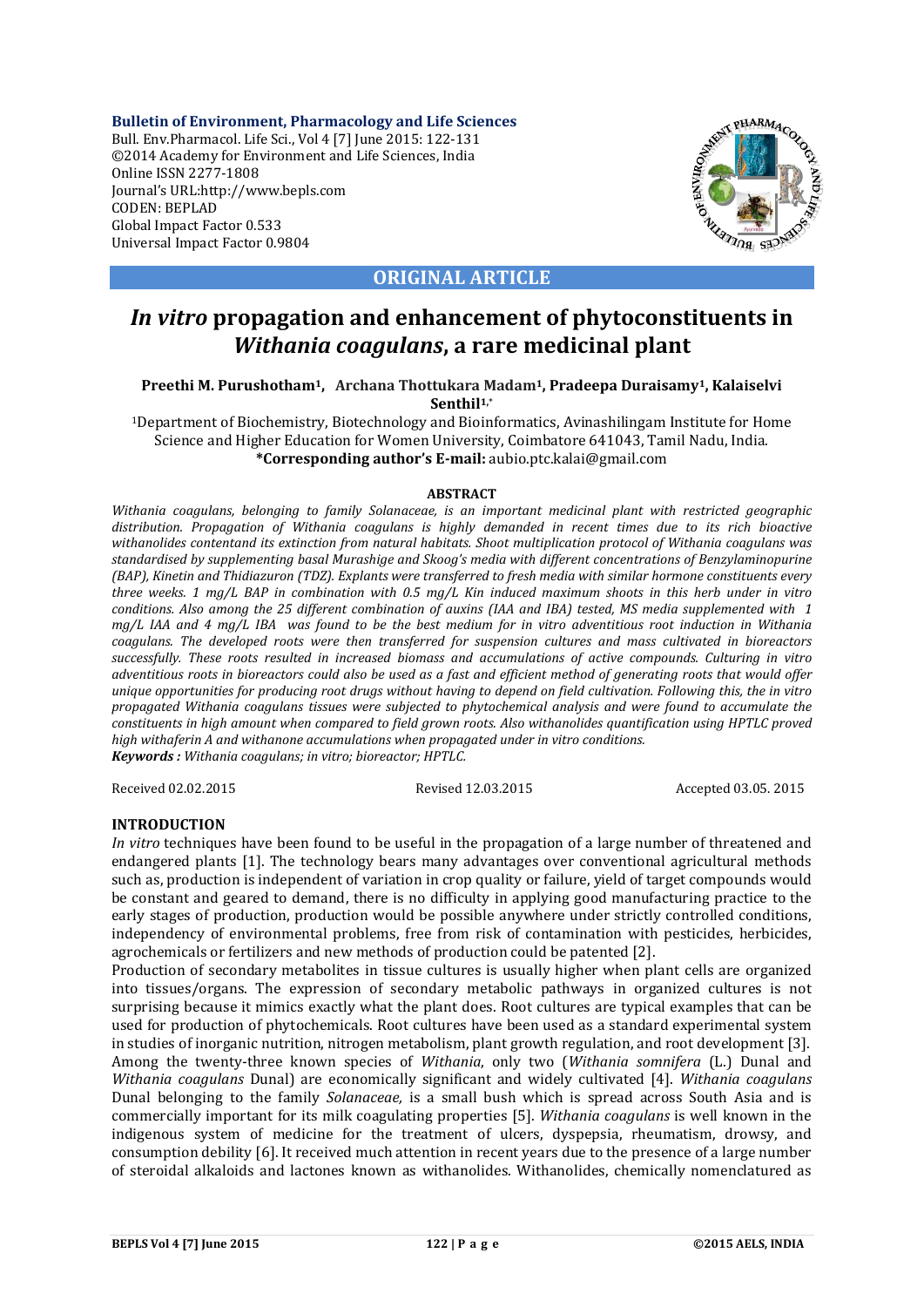## ORIGINAL ARTICLE

# *In vitro* propagation and enhancement of phytoconstituents in *Withania coagulans*, a rare medicinal plant

**Preethi M. Purushotham[1], Archana Thottukara Madam[1], Pradeepa Duraisamy[1], Kalaiselvi Senthil[1,*]**

[1]Department of Biochemistry, Biotechnology and Bioinformatics, Avinashilingam Institute for Home Science and Higher Education for Women University, Coimbatore 641043, Tamil Nadu, India.

**\*Corresponding author's E-mail:** aubio.ptc.kalai@gmail.com

### ABSTRACT

*Withania coagulans, belonging to family Solanaceae, is an important medicinal plant with restricted geographic distribution. Propagation of Withania coagulans is highly demanded in recent times due to its rich bioactive withanolides contentand its extinction from natural habitats. Shoot multiplication protocol of Withania coagulans was standardised by supplementing basal Murashige and Skoog's media with different concentrations of Benzylaminopurine (BAP), Kinetin and Thidiazuron (TDZ). Explants were transferred to fresh media with similar hormone constituents every three weeks. 1 mg/L BAP in combination with 0.5 mg/L Kin induced maximum shoots in this herb under in vitro conditions. Also among the 25 different combination of auxins (IAA and IBA) tested, MS media supplemented with 1 mg/L IAA and 4 mg/L IBA was found to be the best medium for in vitro adventitious root induction in Withania coagulans. The developed roots were then transferred for suspension cultures and mass cultivated in bioreactors successfully. These roots resulted in increased biomass and accumulations of active compounds. Culturing in vitro adventitious roots in bioreactors could also be used as a fast and efficient method of generating roots that would offer unique opportunities for producing root drugs without having to depend on field cultivation. Following this, the in vitro propagated Withania coagulans tissues were subjected to phytochemical analysis and were found to accumulate the constituents in high amount when compared to field grown roots. Also withanolides quantification using HPTLC proved high withaferin A and withanone accumulations when propagated under in vitro conditions.*

***Keywords :*** *Withania coagulans; in vitro; bioreactor; HPTLC.*

Received 02.02.2015 Revised 12.03.2015 Accepted 03.05. 2015

### INTRODUCTION

*In vitro* techniques have been found to be useful in the propagation of a large number of threatened and endangered plants [1]. The technology bears many advantages over conventional agricultural methods such as, production is independent of variation in crop quality or failure, yield of target compounds would be constant and geared to demand, there is no difficulty in applying good manufacturing practice to the early stages of production, production would be possible anywhere under strictly controlled conditions, independency of environmental problems, free from risk of contamination with pesticides, herbicides, agrochemicals or fertilizers and new methods of production could be patented [2].

Production of secondary metabolites in tissue cultures is usually higher when plant cells are organized into tissues/organs. The expression of secondary metabolic pathways in organized cultures is not surprising because it mimics exactly what the plant does. Root cultures are typical examples that can be used for production of phytochemicals. Root cultures have been used as a standard experimental system in studies of inorganic nutrition, nitrogen metabolism, plant growth regulation, and root development [3].

Among the twenty-three known species of *Withania*, only two (*Withania somnifera* (L.) Dunal and *Withania coagulans* Dunal) are economically significant and widely cultivated [4]. *Withania coagulans* Dunal belonging to the family *Solanaceae,* is a small bush which is spread across South Asia and is commercially important for its milk coagulating properties [5]. *Withania coagulans* is well known in the indigenous system of medicine for the treatment of ulcers, dyspepsia, rheumatism, drowsy, and consumption debility [6]. It received much attention in recent years due to the presence of a large number of steroidal alkaloids and lactones known as withanolides. Withanolides, chemically nomenclatured as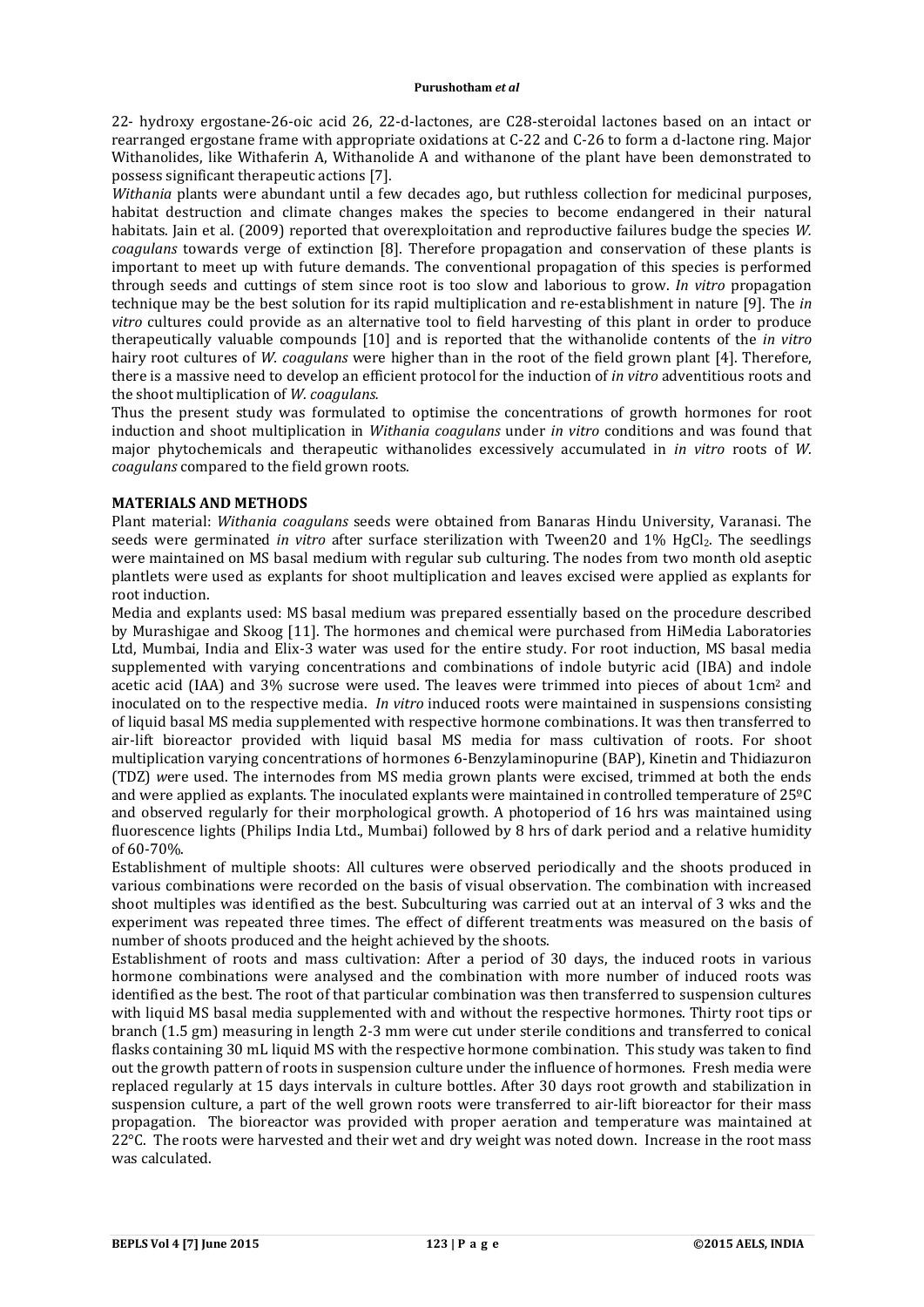22- hydroxy ergostane-26-oic acid 26, 22-d-lactones, are C28-steroidal lactones based on an intact or rearranged ergostane frame with appropriate oxidations at C-22 and C-26 to form a d-lactone ring. Major Withanolides, like Withaferin A, Withanolide A and withanone of the plant have been demonstrated to possess significant therapeutic actions [7].

*Withania* plants were abundant until a few decades ago, but ruthless collection for medicinal purposes, habitat destruction and climate changes makes the species to become endangered in their natural habitats. Jain et al. (2009) reported that overexploitation and reproductive failures budge the species *W. coagulans* towards verge of extinction [8]. Therefore propagation and conservation of these plants is important to meet up with future demands. The conventional propagation of this species is performed through seeds and cuttings of stem since root is too slow and laborious to grow. *In vitro* propagation technique may be the best solution for its rapid multiplication and re-establishment in nature [9]. The *in vitro* cultures could provide as an alternative tool to field harvesting of this plant in order to produce therapeutically valuable compounds [10] and is reported that the withanolide contents of the *in vitro* hairy root cultures of *W. coagulans* were higher than in the root of the field grown plant [4]. Therefore, there is a massive need to develop an efficient protocol for the induction of *in vitro* adventitious roots and the shoot multiplication of *W. coagulans.*

Thus the present study was formulated to optimise the concentrations of growth hormones for root induction and shoot multiplication in *Withania coagulans* under *in vitro* conditions and was found that major phytochemicals and therapeutic withanolides excessively accumulated in *in vitro* roots of *W. coagulans* compared to the field grown roots.

## MATERIALS AND METHODS

Plant material: *Withania coagulans* seeds were obtained from Banaras Hindu University, Varanasi. The seeds were germinated *in vitro* after surface sterilization with Tween20 and 1% $HgCl_2$. The seedlings were maintained on MS basal medium with regular sub culturing. The nodes from two month old aseptic plantlets were used as explants for shoot multiplication and leaves excised were applied as explants for root induction.

Media and explants used: MS basal medium was prepared essentially based on the procedure described by Murashigae and Skoog [11]. The hormones and chemical were purchased from HiMedia Laboratories Ltd, Mumbai, India and Elix-3 water was used for the entire study. For root induction, MS basal media supplemented with varying concentrations and combinations of indole butyric acid (IBA) and indole acetic acid (IAA) and 3% sucrose were used. The leaves were trimmed into pieces of about 1cm$^2$ and inoculated on to the respective media. *In vitro* induced roots were maintained in suspensions consisting of liquid basal MS media supplemented with respective hormone combinations. It was then transferred to air-lift bioreactor provided with liquid basal MS media for mass cultivation of roots. For shoot multiplication varying concentrations of hormones 6-Benzylaminopurine (BAP), Kinetin and Thidiazuron (TDZ) were used. The internodes from MS media grown plants were excised, trimmed at both the ends and were applied as explants. The inoculated explants were maintained in controlled temperature of 25ºC and observed regularly for their morphological growth. A photoperiod of 16 hrs was maintained using fluorescence lights (Philips India Ltd., Mumbai) followed by 8 hrs of dark period and a relative humidity of 60-70%.

Establishment of multiple shoots: All cultures were observed periodically and the shoots produced in various combinations were recorded on the basis of visual observation. The combination with increased shoot multiples was identified as the best. Subculturing was carried out at an interval of 3 wks and the experiment was repeated three times. The effect of different treatments was measured on the basis of number of shoots produced and the height achieved by the shoots.

Establishment of roots and mass cultivation: After a period of 30 days, the induced roots in various hormone combinations were analysed and the combination with more number of induced roots was identified as the best. The root of that particular combination was then transferred to suspension cultures with liquid MS basal media supplemented with and without the respective hormones. Thirty root tips or branch (1.5 gm) measuring in length 2-3 mm were cut under sterile conditions and transferred to conical flasks containing 30 mL liquid MS with the respective hormone combination. This study was taken to find out the growth pattern of roots in suspension culture under the influence of hormones. Fresh media were replaced regularly at 15 days intervals in culture bottles. After 30 days root growth and stabilization in suspension culture, a part of the well grown roots were transferred to air-lift bioreactor for their mass propagation. The bioreactor was provided with proper aeration and temperature was maintained at 22°C. The roots were harvested and their wet and dry weight was noted down. Increase in the root mass was calculated.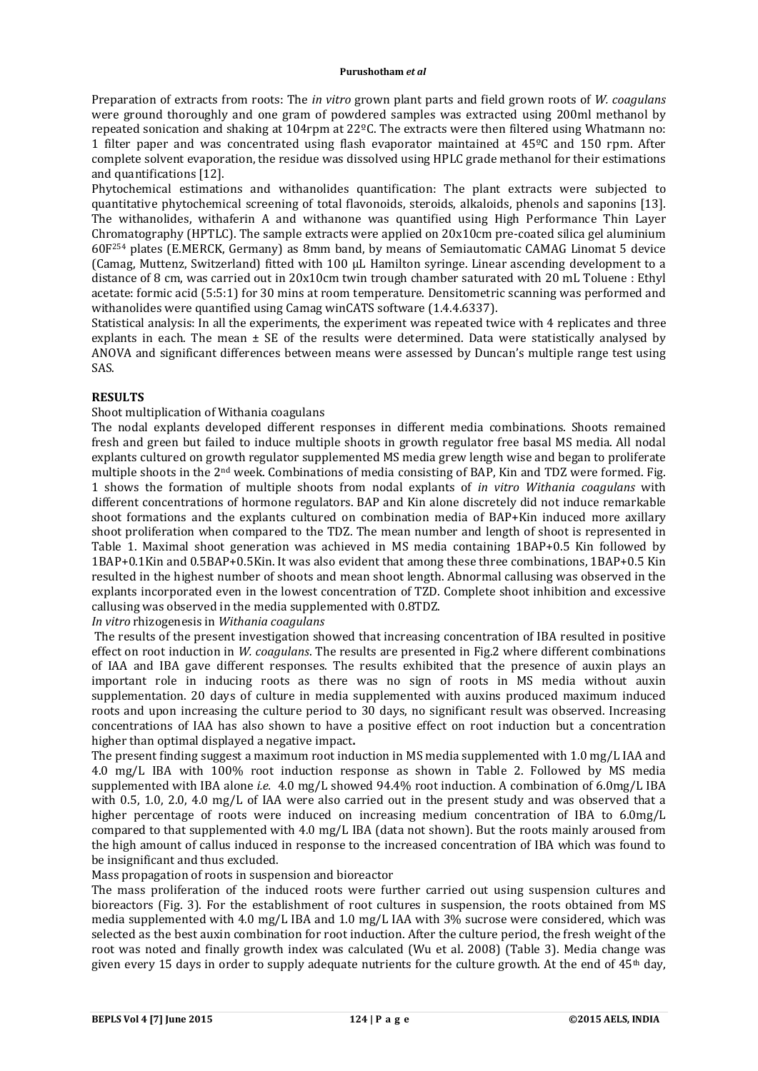Preparation of extracts from roots: The *in vitro* grown plant parts and field grown roots of *W. coagulans* were ground thoroughly and one gram of powdered samples was extracted using 200ml methanol by repeated sonication and shaking at 104rpm at 22ºC. The extracts were then filtered using Whatmann no: 1 filter paper and was concentrated using flash evaporator maintained at 45ºC and 150 rpm. After complete solvent evaporation, the residue was dissolved using HPLC grade methanol for their estimations and quantifications [12].

Phytochemical estimations and withanolides quantification: The plant extracts were subjected to quantitative phytochemical screening of total flavonoids, steroids, alkaloids, phenols and saponins [13]. The withanolides, withaferin A and withanone was quantified using High Performance Thin Layer Chromatography (HPTLC). The sample extracts were applied on 20x10cm pre-coated silica gel aluminium $60F^{254}$ plates (E.MERCK, Germany) as 8mm band, by means of Semiautomatic CAMAG Linomat 5 device (Camag, Muttenz, Switzerland) fitted with 100 µL Hamilton syringe. Linear ascending development to a distance of 8 cm, was carried out in 20x10cm twin trough chamber saturated with 20 mL Toluene : Ethyl acetate: formic acid (5:5:1) for 30 mins at room temperature. Densitometric scanning was performed and withanolides were quantified using Camag winCATS software (1.4.4.6337).

Statistical analysis: In all the experiments, the experiment was repeated twice with 4 replicates and three explants in each. The mean ± SE of the results were determined. Data were statistically analysed by ANOVA and significant differences between means were assessed by Duncan's multiple range test using SAS.

## RESULTS

Shoot multiplication of Withania coagulans

The nodal explants developed different responses in different media combinations. Shoots remained fresh and green but failed to induce multiple shoots in growth regulator free basal MS media. All nodal explants cultured on growth regulator supplemented MS media grew length wise and began to proliferate multiple shoots in the 2nd week. Combinations of media consisting of BAP, Kin and TDZ were formed. Fig. 1 shows the formation of multiple shoots from nodal explants of *in vitro Withania coagulans* with different concentrations of hormone regulators. BAP and Kin alone discretely did not induce remarkable shoot formations and the explants cultured on combination media of BAP+Kin induced more axillary shoot proliferation when compared to the TDZ. The mean number and length of shoot is represented in Table 1. Maximal shoot generation was achieved in MS media containing 1BAP+0.5 Kin followed by 1BAP+0.1Kin and 0.5BAP+0.5Kin. It was also evident that among these three combinations, 1BAP+0.5 Kin resulted in the highest number of shoots and mean shoot length. Abnormal callusing was observed in the explants incorporated even in the lowest concentration of TZD. Complete shoot inhibition and excessive callusing was observed in the media supplemented with 0.8TDZ.

*In vitro* rhizogenesis in *Withania coagulans*

The results of the present investigation showed that increasing concentration of IBA resulted in positive effect on root induction in *W. coagulans*. The results are presented in Fig.2 where different combinations of IAA and IBA gave different responses. The results exhibited that the presence of auxin plays an important role in inducing roots as there was no sign of roots in MS media without auxin supplementation. 20 days of culture in media supplemented with auxins produced maximum induced roots and upon increasing the culture period to 30 days, no significant result was observed. Increasing concentrations of IAA has also shown to have a positive effect on root induction but a concentration higher than optimal displayed a negative impact**.**

The present finding suggest a maximum root induction in MS media supplemented with 1.0 mg/L IAA and 4.0 mg/L IBA with 100% root induction response as shown in Table 2. Followed by MS media supplemented with IBA alone *i.e.* 4.0 mg/L showed 94.4% root induction. A combination of 6.0mg/L IBA with 0.5, 1.0, 2.0, 4.0 mg/L of IAA were also carried out in the present study and was observed that a higher percentage of roots were induced on increasing medium concentration of IBA to 6.0mg/L compared to that supplemented with 4.0 mg/L IBA (data not shown). But the roots mainly aroused from the high amount of callus induced in response to the increased concentration of IBA which was found to be insignificant and thus excluded.

Mass propagation of roots in suspension and bioreactor

The mass proliferation of the induced roots were further carried out using suspension cultures and bioreactors (Fig. 3). For the establishment of root cultures in suspension, the roots obtained from MS media supplemented with 4.0 mg/L IBA and 1.0 mg/L IAA with 3% sucrose were considered, which was selected as the best auxin combination for root induction. After the culture period, the fresh weight of the root was noted and finally growth index was calculated (Wu et al. 2008) (Table 3). Media change was given every 15 days in order to supply adequate nutrients for the culture growth. At the end of 45th day,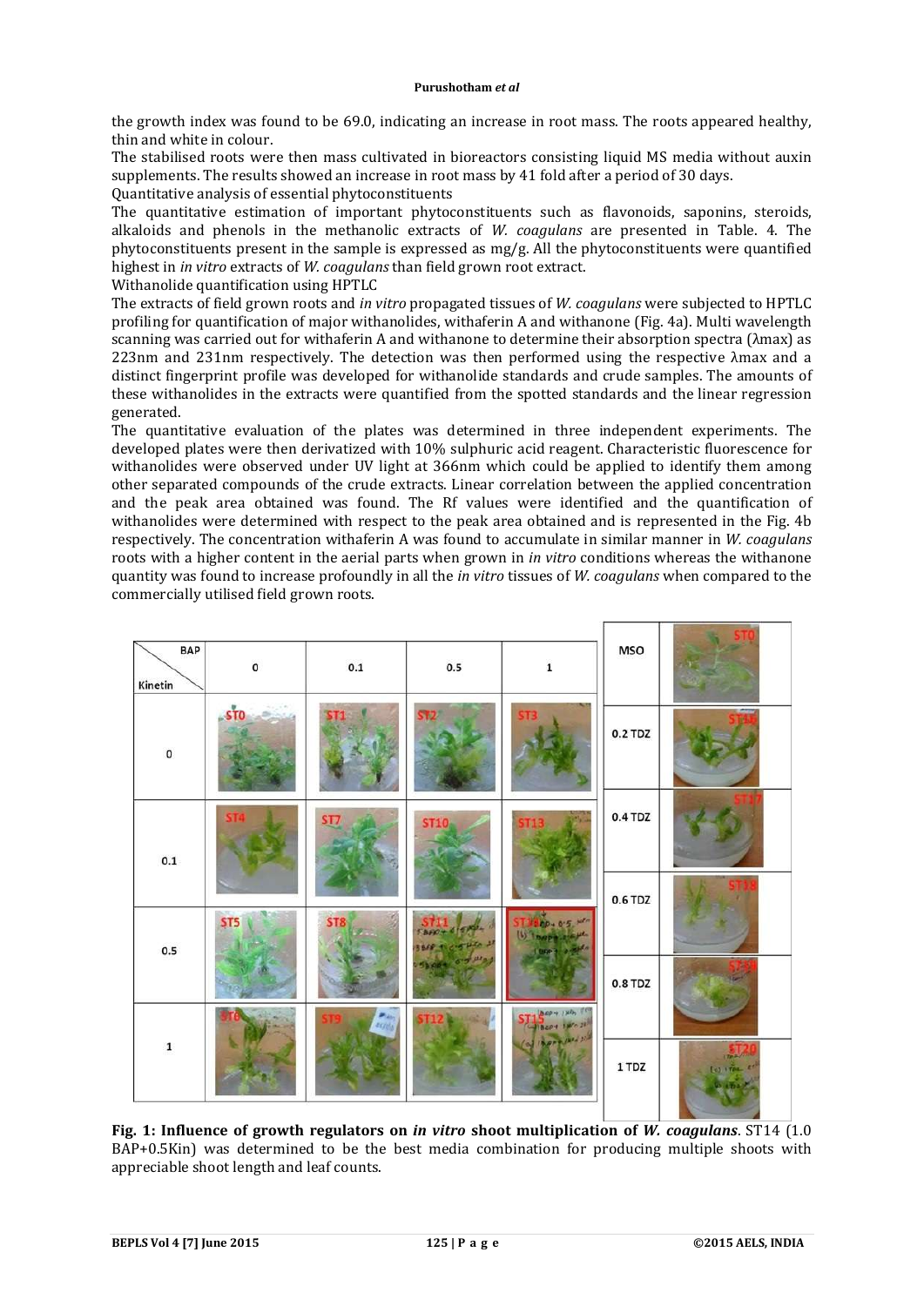the growth index was found to be 69.0, indicating an increase in root mass. The roots appeared healthy, thin and white in colour.

The stabilised roots were then mass cultivated in bioreactors consisting liquid MS media without auxin supplements. The results showed an increase in root mass by 41 fold after a period of 30 days.

Quantitative analysis of essential phytoconstituents

The quantitative estimation of important phytoconstituents such as flavonoids, saponins, steroids, alkaloids and phenols in the methanolic extracts of *W. coagulans* are presented in Table. 4. The phytoconstituents present in the sample is expressed as mg/g. All the phytoconstituents were quantified highest in *in vitro* extracts of *W. coagulans* than field grown root extract.

Withanolide quantification using HPTLC

The extracts of field grown roots and *in vitro* propagated tissues of *W. coagulans* were subjected to HPTLC profiling for quantification of major withanolides, withaferin A and withanone (Fig. 4a). Multi wavelength scanning was carried out for withaferin A and withanone to determine their absorption spectra (λmax) as 223nm and 231nm respectively. The detection was then performed using the respective λmax and a distinct fingerprint profile was developed for withanolide standards and crude samples. The amounts of these withanolides in the extracts were quantified from the spotted standards and the linear regression generated.

The quantitative evaluation of the plates was determined in three independent experiments. The developed plates were then derivatized with 10% sulphuric acid reagent. Characteristic fluorescence for withanolides were observed under UV light at 366nm which could be applied to identify them among other separated compounds of the crude extracts. Linear correlation between the applied concentration and the peak area obtained was found. The Rf values were identified and the quantification of withanolides were determined with respect to the peak area obtained and is represented in the Fig. 4b respectively. The concentration withaferin A was found to accumulate in similar manner in *W. coagulans* roots with a higher content in the aerial parts when grown in *in vitro* conditions whereas the withanone quantity was found to increase profoundly in all the *in vitro* tissues of *W. coagulans* when compared to the commercially utilised field grown roots.

| Kinetin \ BAP | 0 | 0.1 | 0.5 | 1 |
|---|---|---|---|---|
| 0 | ST0 | ST1 | ST2 | ST3 |
| 0.1 | ST4 | ST7 | ST10 | ST13 |
| 0.5 | ST5 | ST8 | ST11 | ST14 |
| 1 | ST6 | ST9 | ST12 | ST15 |

| | |
|---|---|
| MSO | ST0 |
| 0.2 TDZ | ST16 |
| 0.4 TDZ | ST17 |
| 0.6 TDZ | ST18 |
| 0.8 TDZ | ST19 |
| 1 TDZ | ST20 |

**Fig. 1: Influence of growth regulators on *in vitro* shoot multiplication of *W. coagulans*.** ST14 (1.0 BAP+0.5Kin) was determined to be the best media combination for producing multiple shoots with appreciable shoot length and leaf counts.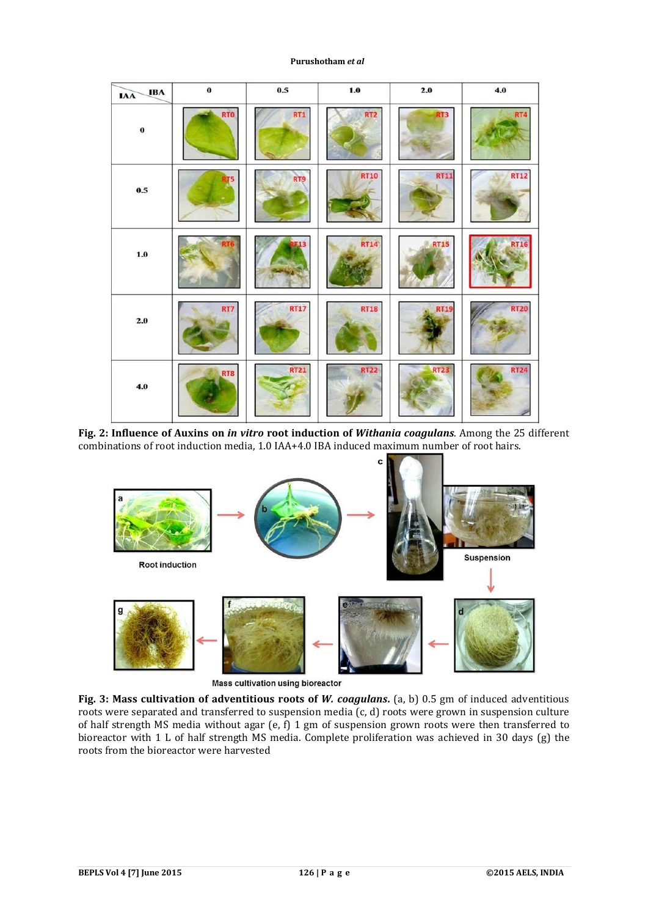**Fig. 2: Influence of Auxins on *in vitro* root induction of *Withania coagulans*.** Among the 25 different combinations of root induction media, 1.0 IAA+4.0 IBA induced maximum number of root hairs.

**Fig. 3: Mass cultivation of adventitious roots of *W. coagulans*.** (a, b) 0.5 gm of induced adventitious roots were separated and transferred to suspension media (c, d) roots were grown in suspension culture of half strength MS media without agar (e, f) 1 gm of suspension grown roots were then transferred to bioreactor with 1 L of half strength MS media. Complete proliferation was achieved in 30 days (g) the roots from the bioreactor were harvested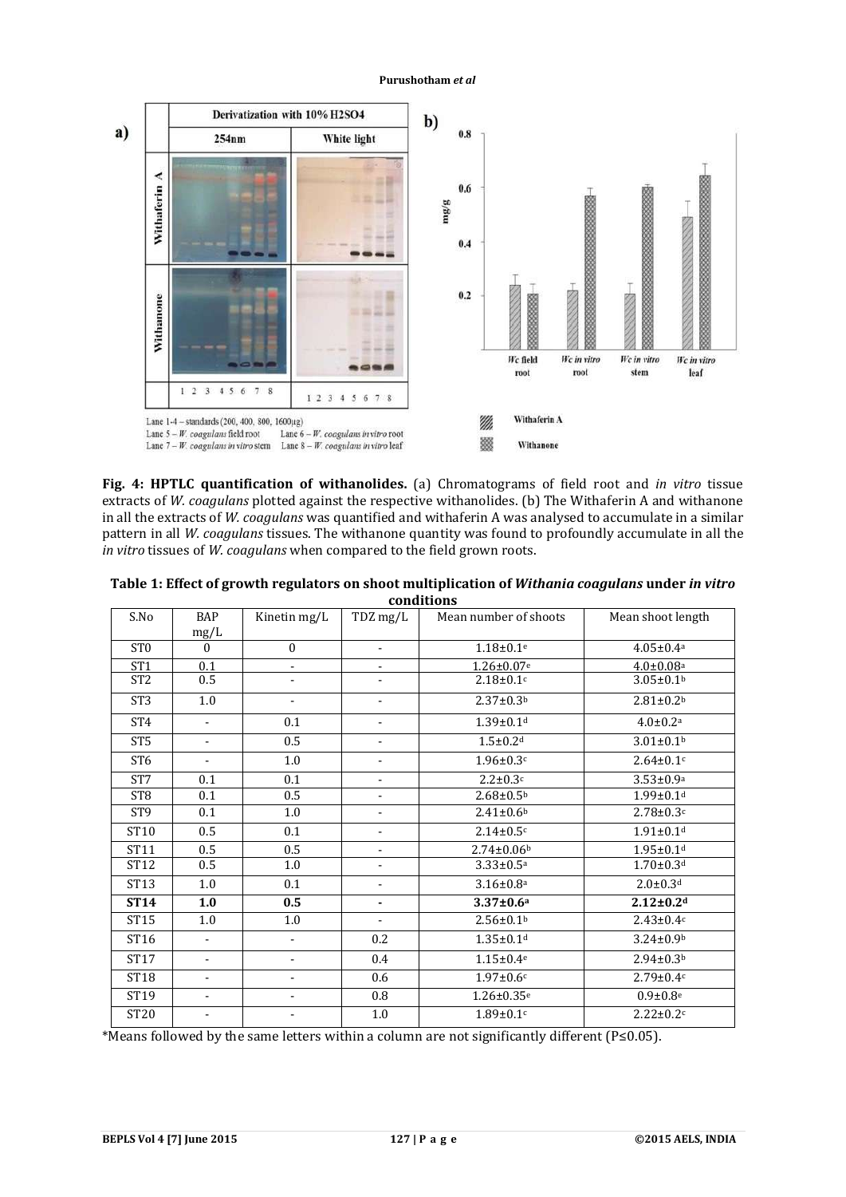**Fig. 4: HPTLC quantification of withanolides.** (a) Chromatograms of field root and *in vitro* tissue extracts of *W. coagulans* plotted against the respective withanolides. (b) The Withaferin A and withanone in all the extracts of *W. coagulans* was quantified and withaferin A was analysed to accumulate in a similar pattern in all *W. coagulans* tissues. The withanone quantity was found to profoundly accumulate in all the *in vitro* tissues of *W. coagulans* when compared to the field grown roots.

**Table 1: Effect of growth regulators on shoot multiplication of *Withania coagulans* under *in vitro* conditions**

| S.No | BAP mg/L | Kinetin mg/L | TDZ mg/L | Mean number of shoots | Mean shoot length |
|---|---|---|---|---|---|
| ST0 | 0 | 0 | - | 1.18±0.1$^{e}$ | 4.05±0.4$^{a}$ |
| ST1 | 0.1 | - | - | 1.26±0.07$^{e}$ | 4.0±0.08$^{a}$ |
| ST2 | 0.5 | - | - | 2.18±0.1$^{c}$ | 3.05±0.1$^{b}$ |
| ST3 | 1.0 | - | - | 2.37±0.3$^{b}$ | 2.81±0.2$^{b}$ |
| ST4 | - | 0.1 | - | 1.39±0.1$^{d}$ | 4.0±0.2$^{a}$ |
| ST5 | - | 0.5 | - | 1.5±0.2$^{d}$ | 3.01±0.1$^{b}$ |
| ST6 | - | 1.0 | - | 1.96±0.3$^{c}$ | 2.64±0.1$^{c}$ |
| ST7 | 0.1 | 0.1 | - | 2.2±0.3$^{c}$ | 3.53±0.9$^{a}$ |
| ST8 | 0.1 | 0.5 | - | 2.68±0.5$^{b}$ | 1.99±0.1$^{d}$ |
| ST9 | 0.1 | 1.0 | - | 2.41±0.6$^{b}$ | 2.78±0.3$^{c}$ |
| ST10 | 0.5 | 0.1 | - | 2.14±0.5$^{c}$ | 1.91±0.1$^{d}$ |
| ST11 | 0.5 | 0.5 | - | 2.74±0.06$^{b}$ | 1.95±0.1$^{d}$ |
| ST12 | 0.5 | 1.0 | - | 3.33±0.5$^{a}$ | 1.70±0.3$^{d}$ |
| ST13 | 1.0 | 0.1 | - | 3.16±0.8$^{a}$ | 2.0±0.3$^{d}$ |
| **ST14** | **1.0** | **0.5** | **-** | **3.37±0.6$^{a}$** | **2.12±0.2$^{d}$** |
| ST15 | 1.0 | 1.0 | - | 2.56±0.1$^{b}$ | 2.43±0.4$^{c}$ |
| ST16 | - | - | 0.2 | 1.35±0.1$^{d}$ | 3.24±0.9$^{b}$ |
| ST17 | - | - | 0.4 | 1.15±0.4$^{e}$ | 2.94±0.3$^{b}$ |
| ST18 | - | - | 0.6 | 1.97±0.6$^{c}$ | 2.79±0.4$^{c}$ |
| ST19 | - | - | 0.8 | 1.26±0.35$^{e}$ | 0.9±0.8$^{e}$ |
| ST20 | - | - | 1.0 | 1.89±0.1$^{c}$ | 2.22±0.2$^{c}$ |

*Means followed by the same letters within a column are not significantly different (P≤0.05).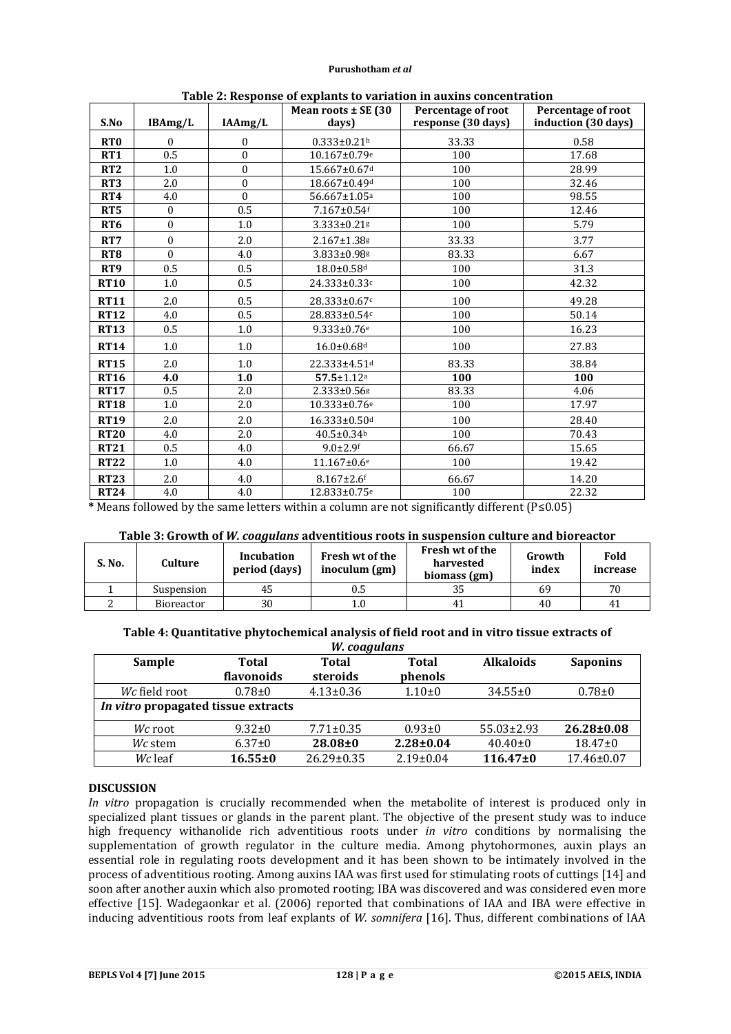**Table 2: Response of explants to variation in auxins concentration**

| S.No | IBAmg/L | IAAmg/L | Mean roots ± SE (30 days) | Percentage of root response (30 days) | Percentage of root induction (30 days) |
|---|---|---|---|---|---|
| **RT0** | 0 | 0 | 0.333±0.21[h] | 33.33 | 0.58 |
| **RT1** | 0.5 | 0 | 10.167±0.79[e] | 100 | 17.68 |
| **RT2** | 1.0 | 0 | 15.667±0.67[d] | 100 | 28.99 |
| **RT3** | 2.0 | 0 | 18.667±0.49[d] | 100 | 32.46 |
| **RT4** | 4.0 | 0 | 56.667±1.05[a] | 100 | 98.55 |
| **RT5** | 0 | 0.5 | 7.167±0.54[f] | 100 | 12.46 |
| **RT6** | 0 | 1.0 | 3.333±0.21[g] | 100 | 5.79 |
| **RT7** | 0 | 2.0 | 2.167±1.38[g] | 33.33 | 3.77 |
| **RT8** | 0 | 4.0 | 3.833±0.98[g] | 83.33 | 6.67 |
| **RT9** | 0.5 | 0.5 | 18.0±0.58[d] | 100 | 31.3 |
| **RT10** | 1.0 | 0.5 | 24.333±0.33[c] | 100 | 42.32 |
| **RT11** | 2.0 | 0.5 | 28.333±0.67[c] | 100 | 49.28 |
| **RT12** | 4.0 | 0.5 | 28.833±0.54[c] | 100 | 50.14 |
| **RT13** | 0.5 | 1.0 | 9.333±0.76[e] | 100 | 16.23 |
| **RT14** | 1.0 | 1.0 | 16.0±0.68[d] | 100 | 27.83 |
| **RT15** | 2.0 | 1.0 | 22.333±4.51[d] | 83.33 | 38.84 |
| **RT16** | **4.0** | **1.0** | **57.5**±1.12[a] | **100** | **100** |
| **RT17** | 0.5 | 2.0 | 2.333±0.56[g] | 83.33 | 4.06 |
| **RT18** | 1.0 | 2.0 | 10.333±0.76[e] | 100 | 17.97 |
| **RT19** | 2.0 | 2.0 | 16.333±0.50[d] | 100 | 28.40 |
| **RT20** | 4.0 | 2.0 | 40.5±0.34[b] | 100 | 70.43 |
| **RT21** | 0.5 | 4.0 | 9.0±2.9[f] | 66.67 | 15.65 |
| **RT22** | 1.0 | 4.0 | 11.167±0.6[e] | 100 | 19.42 |
| **RT23** | 2.0 | 4.0 | 8.167±2.6[f] | 66.67 | 14.20 |
| **RT24** | 4.0 | 4.0 | 12.833±0.75[e] | 100 | 22.32 |

* Means followed by the same letters within a column are not significantly different (P≤0.05)

**Table 3: Growth of *W. coagulans* adventitious roots in suspension culture and bioreactor**

| S. No. | Culture | Incubation period (days) | Fresh wt of the inoculum (gm) | Fresh wt of the harvested biomass (gm) | Growth index | Fold increase |
|---|---|---|---|---|---|---|
| 1 | Suspension | 45 | 0.5 | 35 | 69 | 70 |
| 2 | Bioreactor | 30 | 1.0 | 41 | 40 | 41 |

**Table 4: Quantitative phytochemical analysis of field root and in vitro tissue extracts of *W. coagulans***

| Sample | Total flavonoids | Total steroids | Total phenols | Alkaloids | Saponins |
|---|---|---|---|---|---|
| *Wc* field root | 0.78±0 | 4.13±0.36 | 1.10±0 | 34.55±0 | 0.78±0 |
| ***In vitro* propagated tissue extracts** | | | | | |
| *Wc* root | 9.32±0 | 7.71±0.35 | 0.93±0 | 55.03±2.93 | **26.28±0.08** |
| *Wc* stem | 6.37±0 | **28.08±0** | **2.28±0.04** | 40.40±0 | 18.47±0 |
| *Wc* leaf | **16.55±0** | 26.29±0.35 | 2.19±0.04 | **116.47±0** | 17.46±0.07 |

## DISCUSSION

*In vitro* propagation is crucially recommended when the metabolite of interest is produced only in specialized plant tissues or glands in the parent plant. The objective of the present study was to induce high frequency withanolide rich adventitious roots under *in vitro* conditions by normalising the supplementation of growth regulator in the culture media. Among phytohormones, auxin plays an essential role in regulating roots development and it has been shown to be intimately involved in the process of adventitious rooting. Among auxins IAA was first used for stimulating roots of cuttings [14] and soon after another auxin which also promoted rooting; IBA was discovered and was considered even more effective [15]. Wadegaonkar et al. (2006) reported that combinations of IAA and IBA were effective in inducing adventitious roots from leaf explants of *W. somnifera* [16]. Thus, different combinations of IAA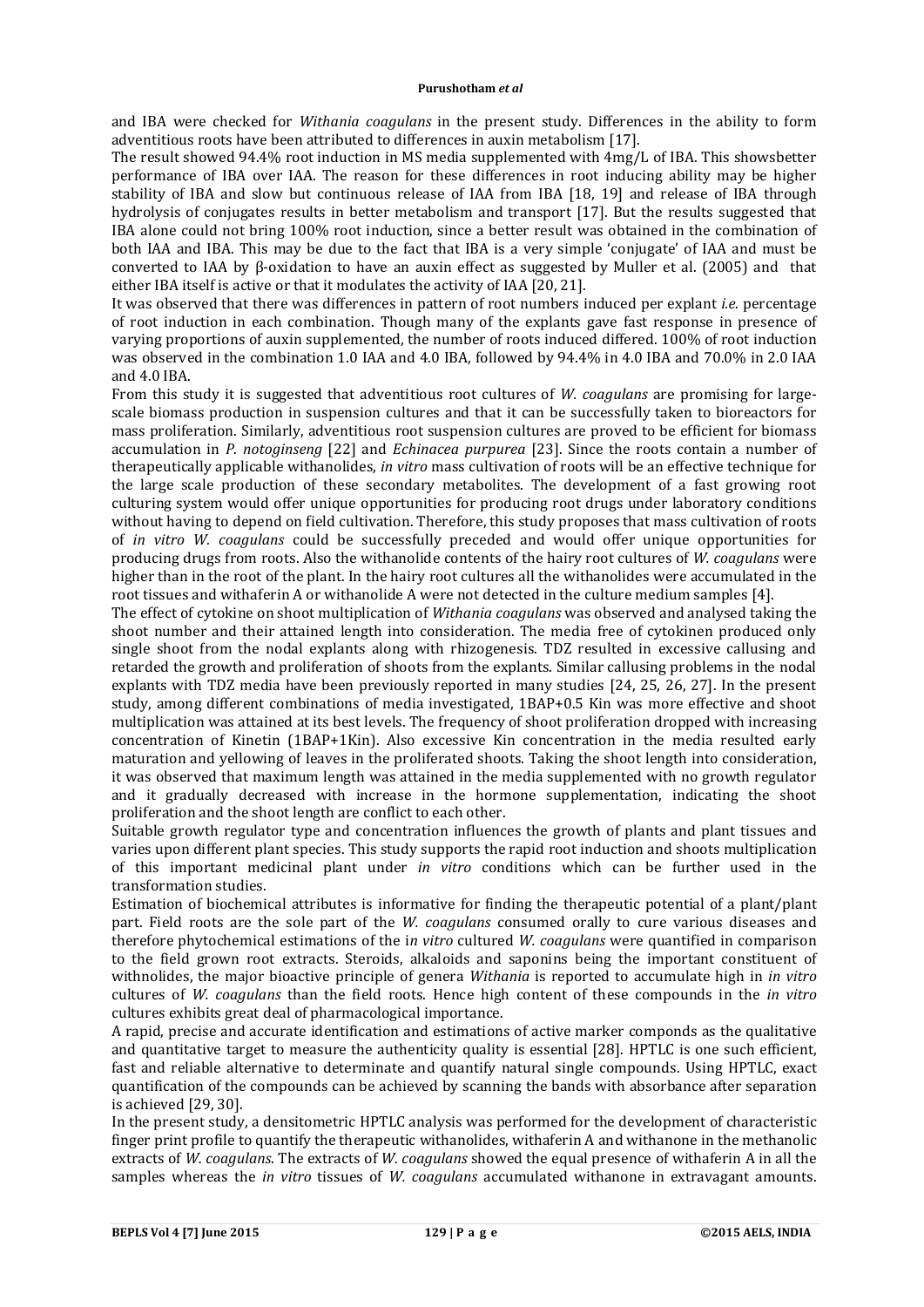and IBA were checked for *Withania coagulans* in the present study. Differences in the ability to form adventitious roots have been attributed to differences in auxin metabolism [17].

The result showed 94.4% root induction in MS media supplemented with 4mg/L of IBA. This showsbetter performance of IBA over IAA. The reason for these differences in root inducing ability may be higher stability of IBA and slow but continuous release of IAA from IBA [18, 19] and release of IBA through hydrolysis of conjugates results in better metabolism and transport [17]. But the results suggested that IBA alone could not bring 100% root induction, since a better result was obtained in the combination of both IAA and IBA. This may be due to the fact that IBA is a very simple 'conjugate' of IAA and must be converted to IAA by β-oxidation to have an auxin effect as suggested by Muller et al. (2005) and that either IBA itself is active or that it modulates the activity of IAA [20, 21].

It was observed that there was differences in pattern of root numbers induced per explant *i.e*. percentage of root induction in each combination. Though many of the explants gave fast response in presence of varying proportions of auxin supplemented, the number of roots induced differed. 100% of root induction was observed in the combination 1.0 IAA and 4.0 IBA, followed by 94.4% in 4.0 IBA and 70.0% in 2.0 IAA and 4.0 IBA.

From this study it is suggested that adventitious root cultures of *W. coagulans* are promising for large-scale biomass production in suspension cultures and that it can be successfully taken to bioreactors for mass proliferation. Similarly, adventitious root suspension cultures are proved to be efficient for biomass accumulation in *P. notoginseng* [22] and *Echinacea purpurea* [23]. Since the roots contain a number of therapeutically applicable withanolides, *in vitro* mass cultivation of roots will be an effective technique for the large scale production of these secondary metabolites. The development of a fast growing root culturing system would offer unique opportunities for producing root drugs under laboratory conditions without having to depend on field cultivation. Therefore, this study proposes that mass cultivation of roots of *in vitro W. coagulans* could be successfully preceded and would offer unique opportunities for producing drugs from roots. Also the withanolide contents of the hairy root cultures of *W. coagulans* were higher than in the root of the plant. In the hairy root cultures all the withanolides were accumulated in the root tissues and withaferin A or withanolide A were not detected in the culture medium samples [4].

The effect of cytokine on shoot multiplication of *Withania coagulans* was observed and analysed taking the shoot number and their attained length into consideration. The media free of cytokinen produced only single shoot from the nodal explants along with rhizogenesis. TDZ resulted in excessive callusing and retarded the growth and proliferation of shoots from the explants. Similar callusing problems in the nodal explants with TDZ media have been previously reported in many studies [24, 25, 26, 27]. In the present study, among different combinations of media investigated, 1BAP+0.5 Kin was more effective and shoot multiplication was attained at its best levels. The frequency of shoot proliferation dropped with increasing concentration of Kinetin (1BAP+1Kin). Also excessive Kin concentration in the media resulted early maturation and yellowing of leaves in the proliferated shoots. Taking the shoot length into consideration, it was observed that maximum length was attained in the media supplemented with no growth regulator and it gradually decreased with increase in the hormone supplementation, indicating the shoot proliferation and the shoot length are conflict to each other.

Suitable growth regulator type and concentration influences the growth of plants and plant tissues and varies upon different plant species. This study supports the rapid root induction and shoots multiplication of this important medicinal plant under *in vitro* conditions which can be further used in the transformation studies.

Estimation of biochemical attributes is informative for finding the therapeutic potential of a plant/plant part. Field roots are the sole part of the *W. coagulans* consumed orally to cure various diseases and therefore phytochemical estimations of the i*n vitro* cultured *W. coagulans* were quantified in comparison to the field grown root extracts. Steroids, alkaloids and saponins being the important constituent of withnolides, the major bioactive principle of genera *Withania* is reported to accumulate high in *in vitro* cultures of *W. coagulans* than the field roots. Hence high content of these compounds in the *in vitro* cultures exhibits great deal of pharmacological importance.

A rapid, precise and accurate identification and estimations of active marker componds as the qualitative and quantitative target to measure the authenticity quality is essential [28]. HPTLC is one such efficient, fast and reliable alternative to determinate and quantify natural single compounds. Using HPTLC, exact quantification of the compounds can be achieved by scanning the bands with absorbance after separation is achieved [29, 30].

In the present study, a densitometric HPTLC analysis was performed for the development of characteristic finger print profile to quantify the therapeutic withanolides, withaferin A and withanone in the methanolic extracts of *W. coagulans*. The extracts of *W. coagulans* showed the equal presence of withaferin A in all the samples whereas the *in vitro* tissues of *W. coagulans* accumulated withanone in extravagant amounts.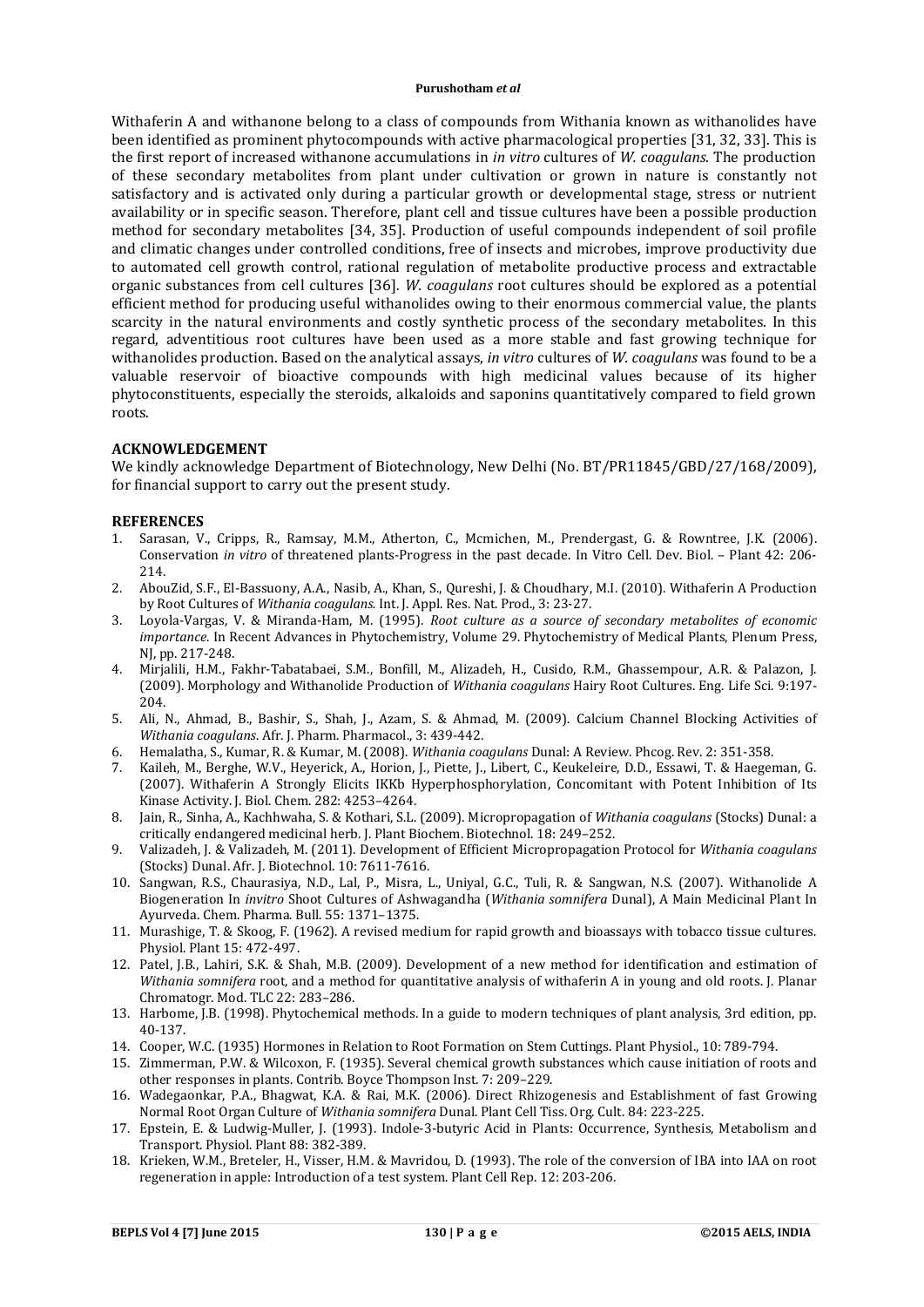Withaferin A and withanone belong to a class of compounds from Withania known as withanolides have been identified as prominent phytocompounds with active pharmacological properties [31, 32, 33]. This is the first report of increased withanone accumulations in *in vitro* cultures of *W. coagulans.* The production of these secondary metabolites from plant under cultivation or grown in nature is constantly not satisfactory and is activated only during a particular growth or developmental stage, stress or nutrient availability or in specific season. Therefore, plant cell and tissue cultures have been a possible production method for secondary metabolites [34, 35]. Production of useful compounds independent of soil profile and climatic changes under controlled conditions, free of insects and microbes, improve productivity due to automated cell growth control, rational regulation of metabolite productive process and extractable organic substances from cell cultures [36]. *W. coagulans* root cultures should be explored as a potential efficient method for producing useful withanolides owing to their enormous commercial value, the plants scarcity in the natural environments and costly synthetic process of the secondary metabolites. In this regard, adventitious root cultures have been used as a more stable and fast growing technique for withanolides production. Based on the analytical assays, *in vitro* cultures of *W. coagulans* was found to be a valuable reservoir of bioactive compounds with high medicinal values because of its higher phytoconstituents, especially the steroids, alkaloids and saponins quantitatively compared to field grown roots.

## ACKNOWLEDGEMENT

We kindly acknowledge Department of Biotechnology, New Delhi (No. BT/PR11845/GBD/27/168/2009), for financial support to carry out the present study.

## REFERENCES

1. Sarasan, V., Cripps, R., Ramsay, M.M., Atherton, C., Mcmichen, M., Prendergast, G. & Rowntree, J.K. (2006). Conservation *in vitro* of threatened plants-Progress in the past decade. In Vitro Cell. Dev. Biol. – Plant 42: 206-214.
2. AbouZid, S.F., El-Bassuony, A.A., Nasib, A., Khan, S., Qureshi, J. & Choudhary, M.I. (2010). Withaferin A Production by Root Cultures of *Withania coagulans.* Int. J. Appl. Res. Nat. Prod., 3: 23-27.
3. Loyola-Vargas, V. & Miranda-Ham, M. (1995). *Root culture as a source of secondary metabolites of economic importance*. In Recent Advances in Phytochemistry, Volume 29. Phytochemistry of Medical Plants, Plenum Press, NJ, pp. 217-248.
4. Mirjalili, H.M., Fakhr-Tabatabaei, S.M., Bonfill, M., Alizadeh, H., Cusido, R.M., Ghassempour, A.R. & Palazon, J. (2009). Morphology and Withanolide Production of *Withania coagulans* Hairy Root Cultures. Eng. Life Sci. 9:197-204.
5. Ali, N., Ahmad, B., Bashir, S., Shah, J., Azam, S. & Ahmad, M. (2009). Calcium Channel Blocking Activities of *Withania coagulans*. Afr. J. Pharm. Pharmacol., 3: 439-442.
6. Hemalatha, S., Kumar, R. & Kumar, M. (2008). *Withania coagulans* Dunal: A Review. Phcog. Rev. 2: 351-358.
7. Kaileh, M., Berghe, W.V., Heyerick, A., Horion, J., Piette, J., Libert, C., Keukeleire, D.D., Essawi, T. & Haegeman, G. (2007). Withaferin A Strongly Elicits IKKb Hyperphosphorylation, Concomitant with Potent Inhibition of Its Kinase Activity. J. Biol. Chem. 282: 4253–4264.
8. Jain, R., Sinha, A., Kachhwaha, S. & Kothari, S.L. (2009). Micropropagation of *Withania coagulans* (Stocks) Dunal: a critically endangered medicinal herb. J. Plant Biochem. Biotechnol. 18: 249–252.
9. Valizadeh, J. & Valizadeh, M. (2011). Development of Efficient Micropropagation Protocol for *Withania coagulans* (Stocks) Dunal. Afr. J. Biotechnol. 10: 7611-7616.
10. Sangwan, R.S., Chaurasiya, N.D., Lal, P., Misra, L., Uniyal, G.C., Tuli, R. & Sangwan, N.S. (2007). Withanolide A Biogeneration In *invitro* Shoot Cultures of Ashwagandha (*Withania somnifera* Dunal), A Main Medicinal Plant In Ayurveda. Chem. Pharma. Bull. 55: 1371–1375.
11. Murashige, T. & Skoog, F. (1962). A revised medium for rapid growth and bioassays with tobacco tissue cultures. Physiol. Plant 15: 472-497.
12. Patel, J.B., Lahiri, S.K. & Shah, M.B. (2009). Development of a new method for identification and estimation of *Withania somnifera* root, and a method for quantitative analysis of withaferin A in young and old roots. J. Planar Chromatogr. Mod. TLC 22: 283–286.
13. Harbome, J.B. (1998). Phytochemical methods. In a guide to modern techniques of plant analysis, 3rd edition, pp. 40-137.
14. Cooper, W.C. (1935) Hormones in Relation to Root Formation on Stem Cuttings. Plant Physiol., 10: 789-794.
15. Zimmerman, P.W. & Wilcoxon, F. (1935). Several chemical growth substances which cause initiation of roots and other responses in plants. Contrib. Boyce Thompson Inst. 7: 209–229.
16. Wadegaonkar, P.A., Bhagwat, K.A. & Rai, M.K. (2006). Direct Rhizogenesis and Establishment of fast Growing Normal Root Organ Culture of *Withania somnifera* Dunal. Plant Cell Tiss. Org. Cult. 84: 223-225.
17. Epstein, E. & Ludwig-Muller, J. (1993). Indole-3-butyric Acid in Plants: Occurrence, Synthesis, Metabolism and Transport. Physiol. Plant 88: 382-389.
18. Krieken, W.M., Breteler, H., Visser, H.M. & Mavridou, D. (1993). The role of the conversion of IBA into IAA on root regeneration in apple: Introduction of a test system. Plant Cell Rep. 12: 203-206.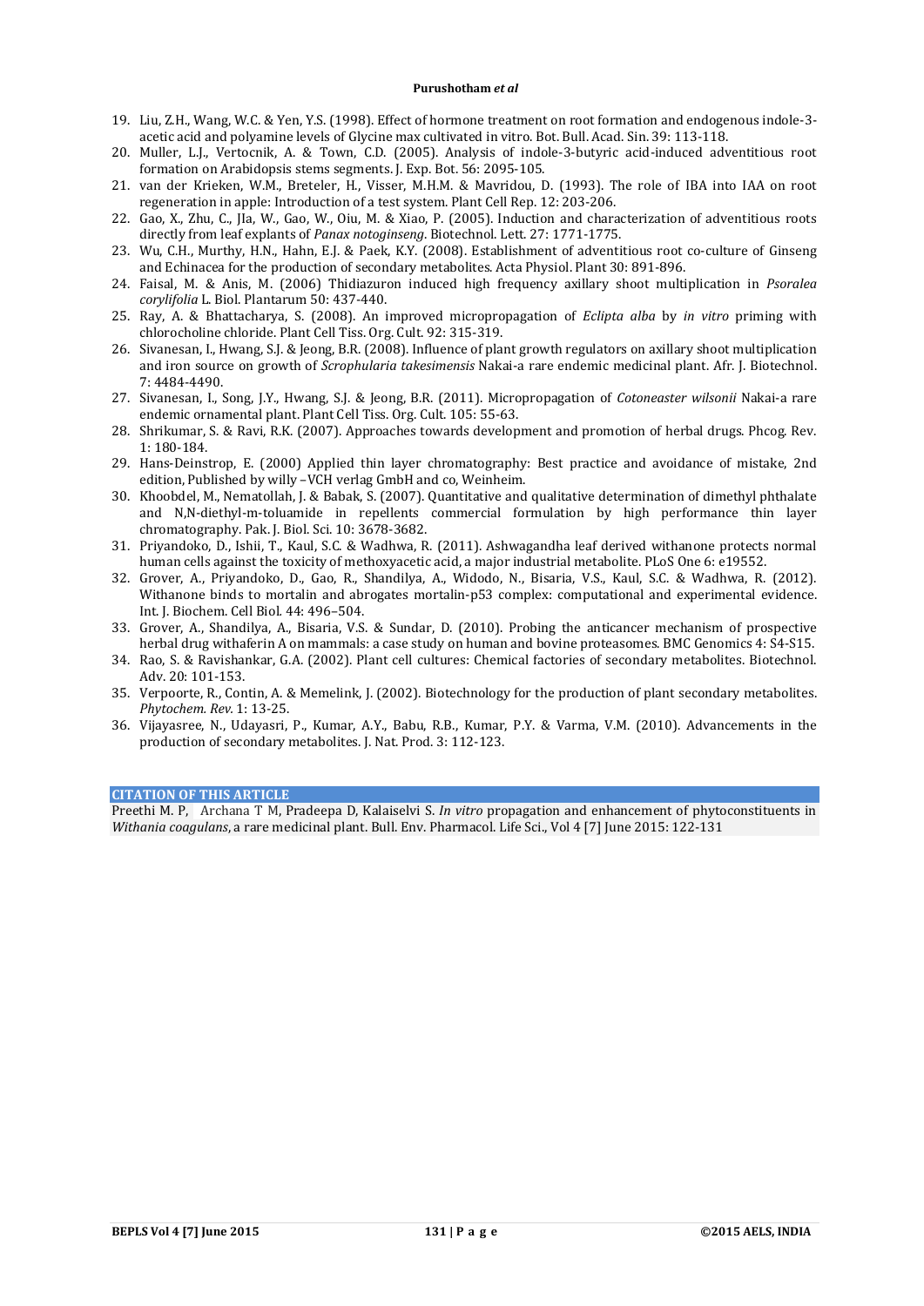19. Liu, Z.H., Wang, W.C. & Yen, Y.S. (1998). Effect of hormone treatment on root formation and endogenous indole-3-acetic acid and polyamine levels of Glycine max cultivated in vitro. Bot. Bull. Acad. Sin. 39: 113-118.
20. Muller, L.J., Vertocnik, A. & Town, C.D. (2005). Analysis of indole-3-butyric acid-induced adventitious root formation on Arabidopsis stems segments. J. Exp. Bot. 56: 2095-105.
21. van der Krieken, W.M., Breteler, H., Visser, M.H.M. & Mavridou, D. (1993). The role of IBA into IAA on root regeneration in apple: Introduction of a test system. Plant Cell Rep. 12: 203-206.
22. Gao, X., Zhu, C., JIa, W., Gao, W., Oiu, M. & Xiao, P. (2005). Induction and characterization of adventitious roots directly from leaf explants of *Panax notoginseng*. Biotechnol. Lett. 27: 1771-1775.
23. Wu, C.H., Murthy, H.N., Hahn, E.J. & Paek, K.Y. (2008). Establishment of adventitious root co-culture of Ginseng and Echinacea for the production of secondary metabolites. Acta Physiol. Plant 30: 891-896.
24. Faisal, M. & Anis, M. (2006) Thidiazuron induced high frequency axillary shoot multiplication in *Psoralea corylifolia* L. Biol. Plantarum 50: 437-440.
25. Ray, A. & Bhattacharya, S. (2008). An improved micropropagation of *Eclipta alba* by *in vitro* priming with chlorocholine chloride. Plant Cell Tiss. Org. Cult. 92: 315-319.
26. Sivanesan, I., Hwang, S.J. & Jeong, B.R. (2008). Influence of plant growth regulators on axillary shoot multiplication and iron source on growth of *Scrophularia takesimensis* Nakai-a rare endemic medicinal plant. Afr. J. Biotechnol. 7: 4484-4490.
27. Sivanesan, I., Song, J.Y., Hwang, S.J. & Jeong, B.R. (2011). Micropropagation of *Cotoneaster wilsonii* Nakai-a rare endemic ornamental plant. Plant Cell Tiss. Org. Cult. 105: 55-63.
28. Shrikumar, S. & Ravi, R.K. (2007). Approaches towards development and promotion of herbal drugs. Phcog. Rev. 1: 180-184.
29. Hans-Deinstrop, E. (2000) Applied thin layer chromatography: Best practice and avoidance of mistake, 2nd edition, Published by willy –VCH verlag GmbH and co, Weinheim.
30. Khoobdel, M., Nematollah, J. & Babak, S. (2007). Quantitative and qualitative determination of dimethyl phthalate and N,N-diethyl-m-toluamide in repellents commercial formulation by high performance thin layer chromatography. Pak. J. Biol. Sci. 10: 3678-3682.
31. Priyandoko, D., Ishii, T., Kaul, S.C. & Wadhwa, R. (2011). Ashwagandha leaf derived withanone protects normal human cells against the toxicity of methoxyacetic acid, a major industrial metabolite. PLoS One 6: e19552.
32. Grover, A., Priyandoko, D., Gao, R., Shandilya, A., Widodo, N., Bisaria, V.S., Kaul, S.C. & Wadhwa, R. (2012). Withanone binds to mortalin and abrogates mortalin-p53 complex: computational and experimental evidence. Int. J. Biochem. Cell Biol. 44: 496–504.
33. Grover, A., Shandilya, A., Bisaria, V.S. & Sundar, D. (2010). Probing the anticancer mechanism of prospective herbal drug withaferin A on mammals: a case study on human and bovine proteasomes. BMC Genomics 4: S4-S15.
34. Rao, S. & Ravishankar, G.A. (2002). Plant cell cultures: Chemical factories of secondary metabolites. Biotechnol. Adv. 20: 101-153.
35. Verpoorte, R., Contin, A. & Memelink, J. (2002). Biotechnology for the production of plant secondary metabolites. *Phytochem. Rev.* 1: 13-25.
36. Vijayasree, N., Udayasri, P., Kumar, A.Y., Babu, R.B., Kumar, P.Y. & Varma, V.M. (2010). Advancements in the production of secondary metabolites. J. Nat. Prod. 3: 112-123.

**CITATION OF THIS ARTICLE**

Preethi M. P, Archana T M, Pradeepa D, Kalaiselvi S. *In vitro* propagation and enhancement of phytoconstituents in *Withania coagulans*, a rare medicinal plant. Bull. Env. Pharmacol. Life Sci., Vol 4 [7] June 2015: 122-131